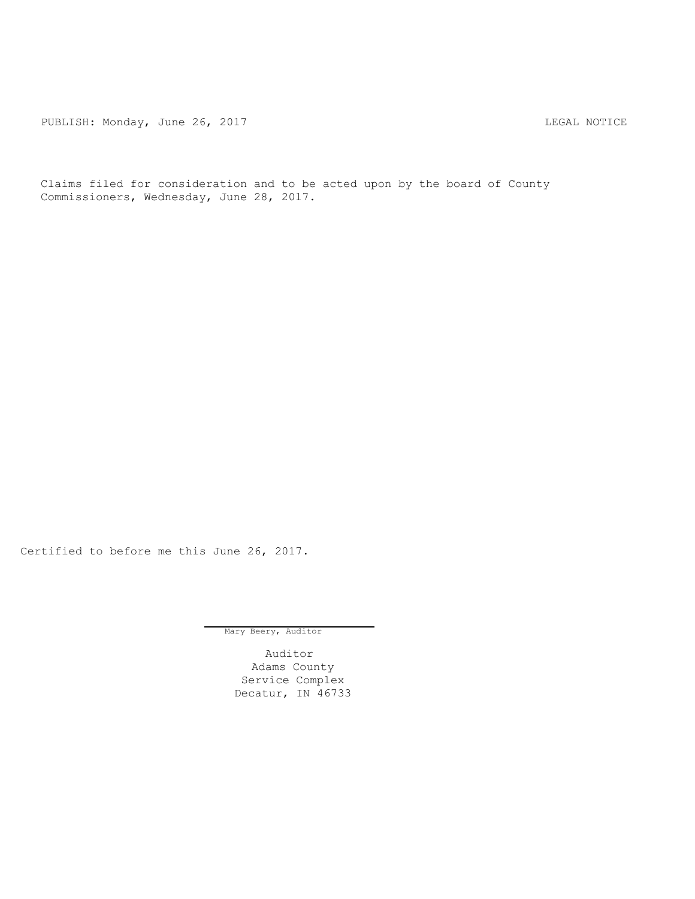PUBLISH: Monday, June 26, 2017 LEGAL NOTICE

Claims filed for consideration and to be acted upon by the board of County Commissioners, Wednesday, June 28, 2017.

Certified to before me this June 26, 2017.

Mary Beery, Auditor

Auditor
Adams County
Service Complex
Decatur, IN 46733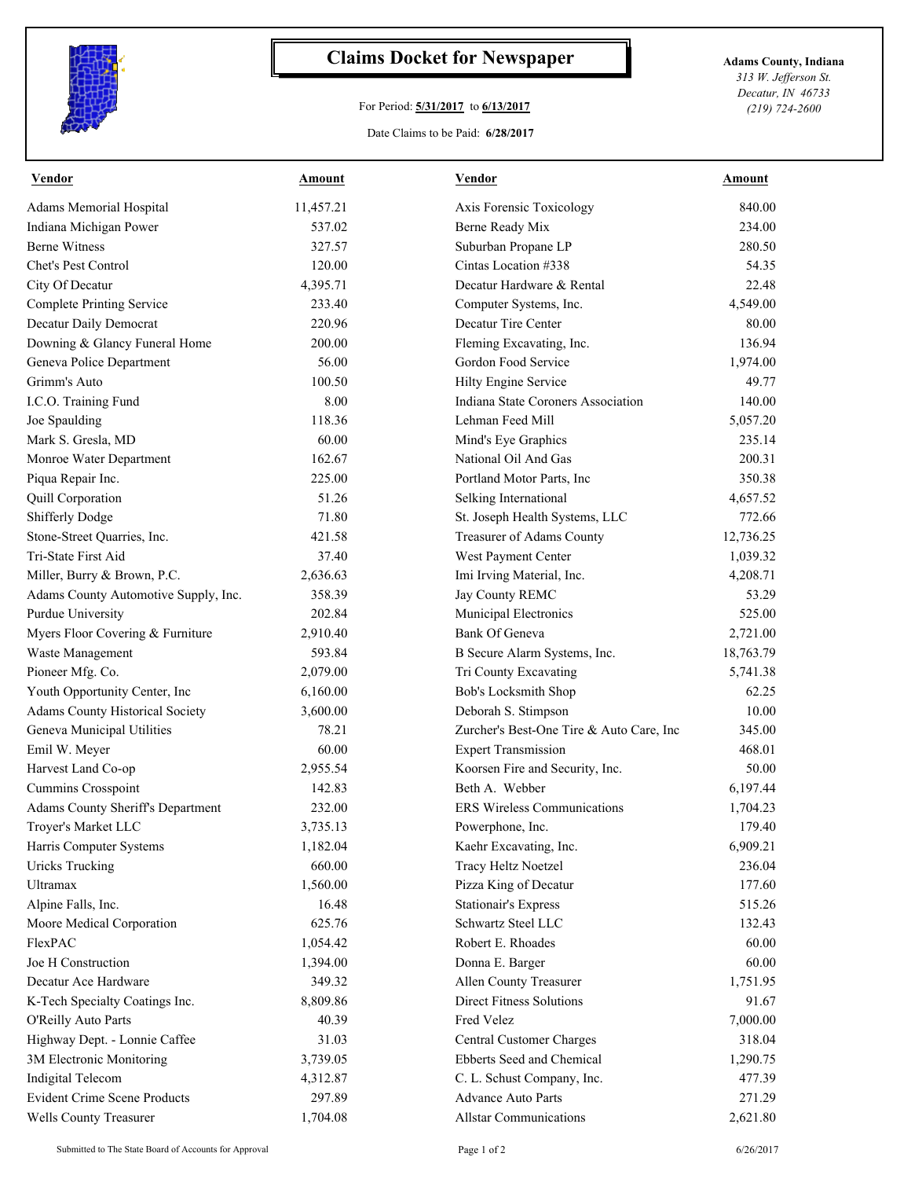# Claims Docket for Newspaper

For Period: **5/31/2017** to **6/13/2017**

Date Claims to be Paid: **6/28/2017**

**Adams County, Indiana**
*313 W. Jefferson St.*
*Decatur, IN 46733*
*(219) 724-2600*

| Vendor | Amount | Vendor | Amount |
|---|---|---|---|
| Adams Memorial Hospital | 11,457.21 | Axis Forensic Toxicology | 840.00 |
| Indiana Michigan Power | 537.02 | Berne Ready Mix | 234.00 |
| Berne Witness | 327.57 | Suburban Propane LP | 280.50 |
| Chet's Pest Control | 120.00 | Cintas Location #338 | 54.35 |
| City Of Decatur | 4,395.71 | Decatur Hardware & Rental | 22.48 |
| Complete Printing Service | 233.40 | Computer Systems, Inc. | 4,549.00 |
| Decatur Daily Democrat | 220.96 | Decatur Tire Center | 80.00 |
| Downing & Glancy Funeral Home | 200.00 | Fleming Excavating, Inc. | 136.94 |
| Geneva Police Department | 56.00 | Gordon Food Service | 1,974.00 |
| Grimm's Auto | 100.50 | Hilty Engine Service | 49.77 |
| I.C.O. Training Fund | 8.00 | Indiana State Coroners Association | 140.00 |
| Joe Spaulding | 118.36 | Lehman Feed Mill | 5,057.20 |
| Mark S. Gresla, MD | 60.00 | Mind's Eye Graphics | 235.14 |
| Monroe Water Department | 162.67 | National Oil And Gas | 200.31 |
| Piqua Repair Inc. | 225.00 | Portland Motor Parts, Inc | 350.38 |
| Quill Corporation | 51.26 | Selking International | 4,657.52 |
| Shifferly Dodge | 71.80 | St. Joseph Health Systems, LLC | 772.66 |
| Stone-Street Quarries, Inc. | 421.58 | Treasurer of Adams County | 12,736.25 |
| Tri-State First Aid | 37.40 | West Payment Center | 1,039.32 |
| Miller, Burry & Brown, P.C. | 2,636.63 | Imi Irving Material, Inc. | 4,208.71 |
| Adams County Automotive Supply, Inc. | 358.39 | Jay County REMC | 53.29 |
| Purdue University | 202.84 | Municipal Electronics | 525.00 |
| Myers Floor Covering & Furniture | 2,910.40 | Bank Of Geneva | 2,721.00 |
| Waste Management | 593.84 | B Secure Alarm Systems, Inc. | 18,763.79 |
| Pioneer Mfg. Co. | 2,079.00 | Tri County Excavating | 5,741.38 |
| Youth Opportunity Center, Inc | 6,160.00 | Bob's Locksmith Shop | 62.25 |
| Adams County Historical Society | 3,600.00 | Deborah S. Stimpson | 10.00 |
| Geneva Municipal Utilities | 78.21 | Zurcher's Best-One Tire & Auto Care, Inc | 345.00 |
| Emil W. Meyer | 60.00 | Expert Transmission | 468.01 |
| Harvest Land Co-op | 2,955.54 | Koorsen Fire and Security, Inc. | 50.00 |
| Cummins Crosspoint | 142.83 | Beth A. Webber | 6,197.44 |
| Adams County Sheriff's Department | 232.00 | ERS Wireless Communications | 1,704.23 |
| Troyer's Market LLC | 3,735.13 | Powerphone, Inc. | 179.40 |
| Harris Computer Systems | 1,182.04 | Kaehr Excavating, Inc. | 6,909.21 |
| Uricks Trucking | 660.00 | Tracy Heltz Noetzel | 236.04 |
| Ultramax | 1,560.00 | Pizza King of Decatur | 177.60 |
| Alpine Falls, Inc. | 16.48 | Stationair's Express | 515.26 |
| Moore Medical Corporation | 625.76 | Schwartz Steel LLC | 132.43 |
| FlexPAC | 1,054.42 | Robert E. Rhoades | 60.00 |
| Joe H Construction | 1,394.00 | Donna E. Barger | 60.00 |
| Decatur Ace Hardware | 349.32 | Allen County Treasurer | 1,751.95 |
| K-Tech Specialty Coatings Inc. | 8,809.86 | Direct Fitness Solutions | 91.67 |
| O'Reilly Auto Parts | 40.39 | Fred Velez | 7,000.00 |
| Highway Dept. - Lonnie Caffee | 31.03 | Central Customer Charges | 318.04 |
| 3M Electronic Monitoring | 3,739.05 | Ebberts Seed and Chemical | 1,290.75 |
| Indigital Telecom | 4,312.87 | C. L. Schust Company, Inc. | 477.39 |
| Evident Crime Scene Products | 297.89 | Advance Auto Parts | 271.29 |
| Wells County Treasurer | 1,704.08 | Allstar Communications | 2,621.80 |

Submitted to The State Board of Accounts for Approval

6/26/2017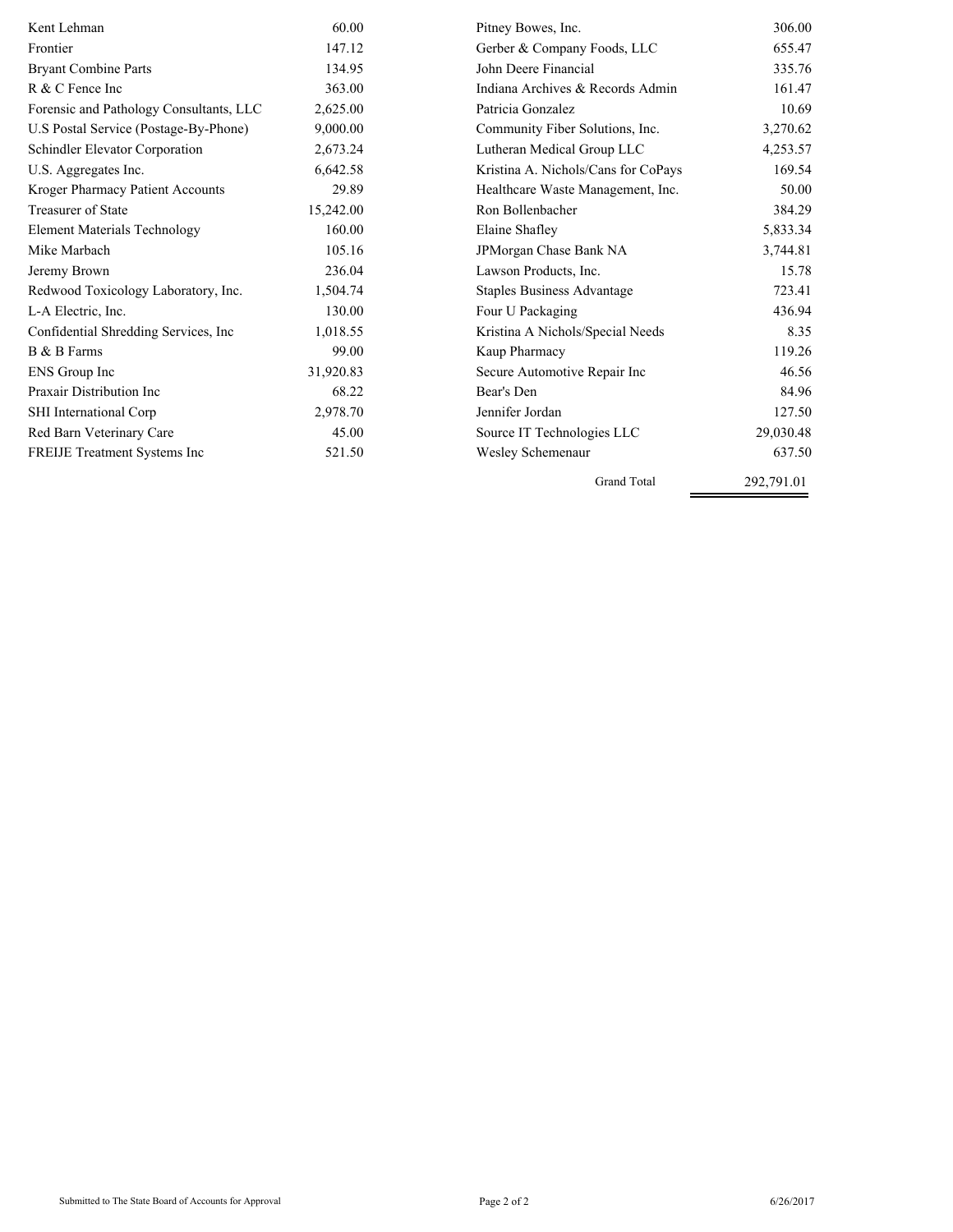| | | | |
|---|---|---|---|
| Kent Lehman | 60.00 | Pitney Bowes, Inc. | 306.00 |
| Frontier | 147.12 | Gerber & Company Foods, LLC | 655.47 |
| Bryant Combine Parts | 134.95 | John Deere Financial | 335.76 |
| R & C Fence Inc | 363.00 | Indiana Archives & Records Admin | 161.47 |
| Forensic and Pathology Consultants, LLC | 2,625.00 | Patricia Gonzalez | 10.69 |
| U.S Postal Service (Postage-By-Phone) | 9,000.00 | Community Fiber Solutions, Inc. | 3,270.62 |
| Schindler Elevator Corporation | 2,673.24 | Lutheran Medical Group LLC | 4,253.57 |
| U.S. Aggregates Inc. | 6,642.58 | Kristina A. Nichols/Cans for CoPays | 169.54 |
| Kroger Pharmacy Patient Accounts | 29.89 | Healthcare Waste Management, Inc. | 50.00 |
| Treasurer of State | 15,242.00 | Ron Bollenbacher | 384.29 |
| Element Materials Technology | 160.00 | Elaine Shafley | 5,833.34 |
| Mike Marbach | 105.16 | JPMorgan Chase Bank NA | 3,744.81 |
| Jeremy Brown | 236.04 | Lawson Products, Inc. | 15.78 |
| Redwood Toxicology Laboratory, Inc. | 1,504.74 | Staples Business Advantage | 723.41 |
| L-A Electric, Inc. | 130.00 | Four U Packaging | 436.94 |
| Confidential Shredding Services, Inc | 1,018.55 | Kristina A Nichols/Special Needs | 8.35 |
| B & B Farms | 99.00 | Kaup Pharmacy | 119.26 |
| ENS Group Inc | 31,920.83 | Secure Automotive Repair Inc | 46.56 |
| Praxair Distribution Inc | 68.22 | Bear's Den | 84.96 |
| SHI International Corp | 2,978.70 | Jennifer Jordan | 127.50 |
| Red Barn Veterinary Care | 45.00 | Source IT Technologies LLC | 29,030.48 |
| FREIJE Treatment Systems Inc | 521.50 | Wesley Schemenaur | 637.50 |
| | | Grand Total | 292,791.01 |

Submitted to The State Board of Accounts for Approval

6/26/2017